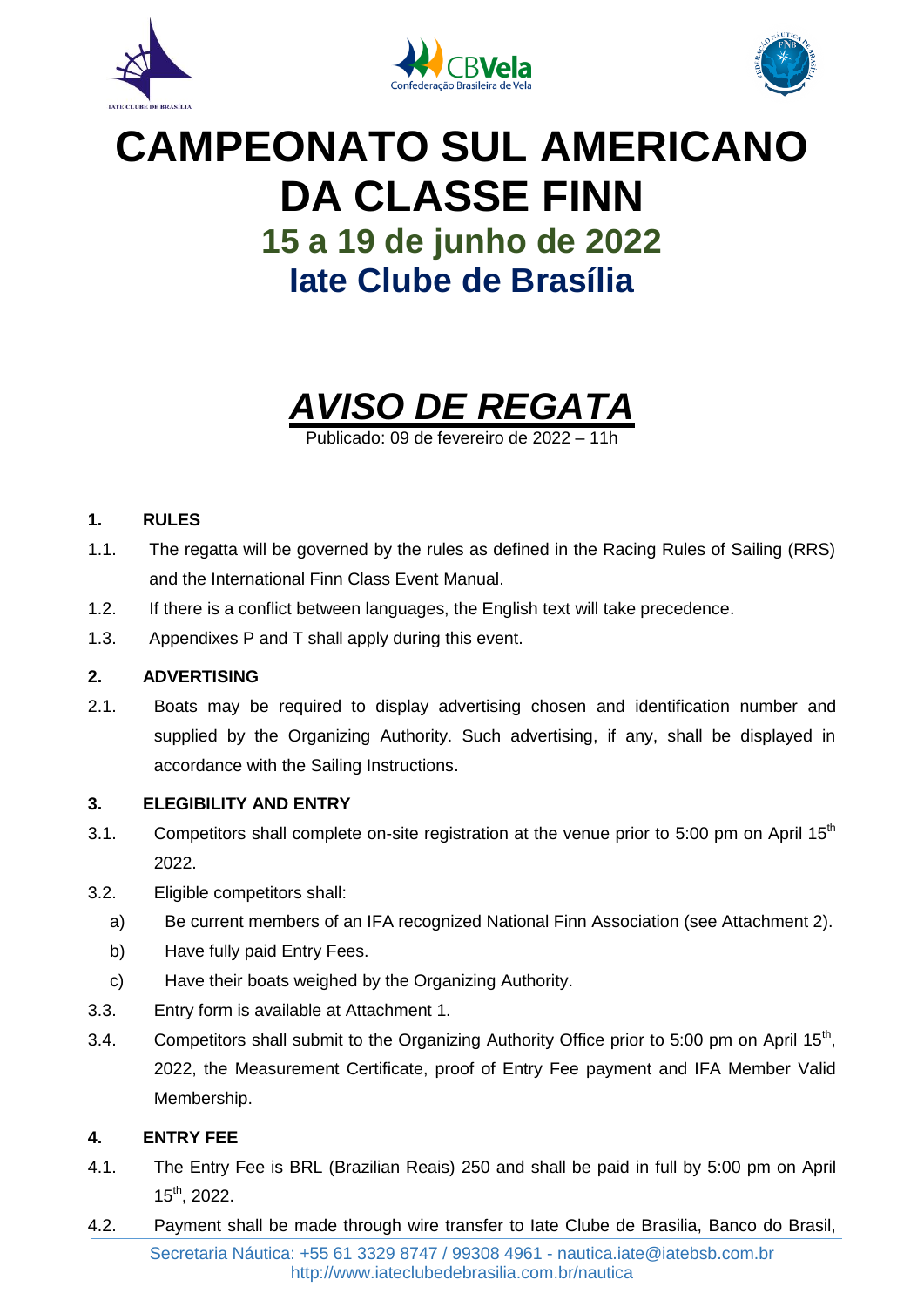# CAMPEONATO SUL AMERICANO DA CLASSE FINN

## 15 a 19 de junho de 2022

## Iate Clube de Brasília

# *AVISO DE REGATA*

Publicado: 09 de fevereiro de 2022 – 11h

**1. RULES**

1.1. The regatta will be governed by the rules as defined in the Racing Rules of Sailing (RRS) and the International Finn Class Event Manual.

1.2. If there is a conflict between languages, the English text will take precedence.

1.3. Appendixes P and T shall apply during this event.

**2. ADVERTISING**

2.1. Boats may be required to display advertising chosen and identification number and supplied by the Organizing Authority. Such advertising, if any, shall be displayed in accordance with the Sailing Instructions.

**3. ELEGIBILITY AND ENTRY**

3.1. Competitors shall complete on-site registration at the venue prior to 5:00 pm on April 15th 2022.

3.2. Eligible competitors shall:

a) Be current members of an IFA recognized National Finn Association (see Attachment 2).

b) Have fully paid Entry Fees.

c) Have their boats weighed by the Organizing Authority.

3.3. Entry form is available at Attachment 1.

3.4. Competitors shall submit to the Organizing Authority Office prior to 5:00 pm on April 15th, 2022, the Measurement Certificate, proof of Entry Fee payment and IFA Member Valid Membership.

**4. ENTRY FEE**

4.1. The Entry Fee is BRL (Brazilian Reais) 250 and shall be paid in full by 5:00 pm on April 15th, 2022.

4.2. Payment shall be made through wire transfer to Iate Clube de Brasilia, Banco do Brasil,

Secretaria Náutica: +55 61 3329 8747 / 99308 4961 - nautica.iate@iatebsb.com.br
http://www.iateclubedebrasilia.com.br/nautica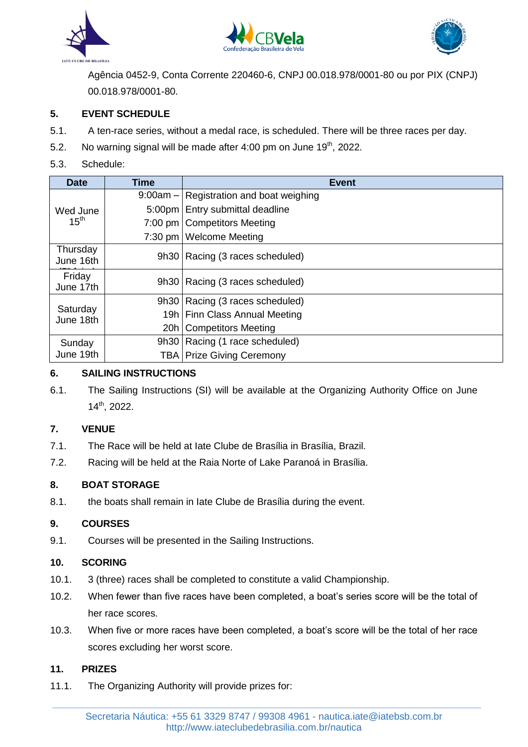Agência 0452-9, Conta Corrente 220460-6, CNPJ 00.018.978/0001-80 ou por PIX (CNPJ) 00.018.978/0001-80.

## 5. EVENT SCHEDULE

5.1. A ten-race series, without a medal race, is scheduled. There will be three races per day.

5.2. No warning signal will be made after 4:00 pm on June 19th, 2022.

5.3. Schedule:

| Date | Time | Event |
|---|---|---|
| Wed June 15th | 9:00am – | Registration and boat weighing |
| | 5:00pm | Entry submittal deadline |
| | 7:00 pm | Competitors Meeting |
| | 7:30 pm | Welcome Meeting |
| Thursday June 16th | 9h30 | Racing (3 races scheduled) |
| Friday June 17th | 9h30 | Racing (3 races scheduled) |
| Saturday June 18th | 9h30 | Racing (3 races scheduled) |
| | 19h | Finn Class Annual Meeting |
| | 20h | Competitors Meeting |
| Sunday June 19th | 9h30 | Racing (1 race scheduled) |
| | TBA | Prize Giving Ceremony |

## 6. SAILING INSTRUCTIONS

6.1. The Sailing Instructions (SI) will be available at the Organizing Authority Office on June 14th, 2022.

## 7. VENUE

7.1. The Race will be held at Iate Clube de Brasília in Brasília, Brazil.

7.2. Racing will be held at the Raia Norte of Lake Paranoá in Brasília.

## 8. BOAT STORAGE

8.1. the boats shall remain in Iate Clube de Brasília during the event.

## 9. COURSES

9.1. Courses will be presented in the Sailing Instructions.

## 10. SCORING

10.1. 3 (three) races shall be completed to constitute a valid Championship.

10.2. When fewer than five races have been completed, a boat's series score will be the total of her race scores.

10.3. When five or more races have been completed, a boat's score will be the total of her race scores excluding her worst score.

## 11. PRIZES

11.1. The Organizing Authority will provide prizes for: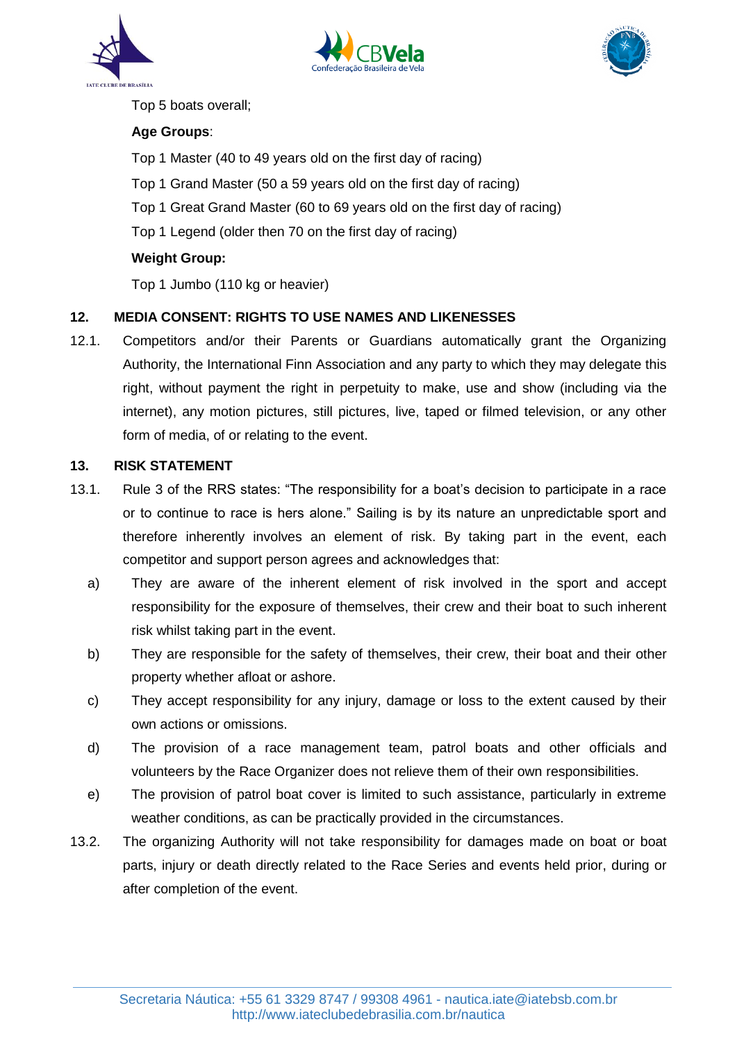Top 5 boats overall;

**Age Groups**:

Top 1 Master (40 to 49 years old on the first day of racing)

Top 1 Grand Master (50 a 59 years old on the first day of racing)

Top 1 Great Grand Master (60 to 69 years old on the first day of racing)

Top 1 Legend (older then 70 on the first day of racing)

**Weight Group:**

Top 1 Jumbo (110 kg or heavier)

## 12. MEDIA CONSENT: RIGHTS TO USE NAMES AND LIKENESSES

12.1. Competitors and/or their Parents or Guardians automatically grant the Organizing Authority, the International Finn Association and any party to which they may delegate this right, without payment the right in perpetuity to make, use and show (including via the internet), any motion pictures, still pictures, live, taped or filmed television, or any other form of media, of or relating to the event.

## 13. RISK STATEMENT

13.1. Rule 3 of the RRS states: "The responsibility for a boat's decision to participate in a race or to continue to race is hers alone." Sailing is by its nature an unpredictable sport and therefore inherently involves an element of risk. By taking part in the event, each competitor and support person agrees and acknowledges that:

a) They are aware of the inherent element of risk involved in the sport and accept responsibility for the exposure of themselves, their crew and their boat to such inherent risk whilst taking part in the event.

b) They are responsible for the safety of themselves, their crew, their boat and their other property whether afloat or ashore.

c) They accept responsibility for any injury, damage or loss to the extent caused by their own actions or omissions.

d) The provision of a race management team, patrol boats and other officials and volunteers by the Race Organizer does not relieve them of their own responsibilities.

e) The provision of patrol boat cover is limited to such assistance, particularly in extreme weather conditions, as can be practically provided in the circumstances.

13.2. The organizing Authority will not take responsibility for damages made on boat or boat parts, injury or death directly related to the Race Series and events held prior, during or after completion of the event.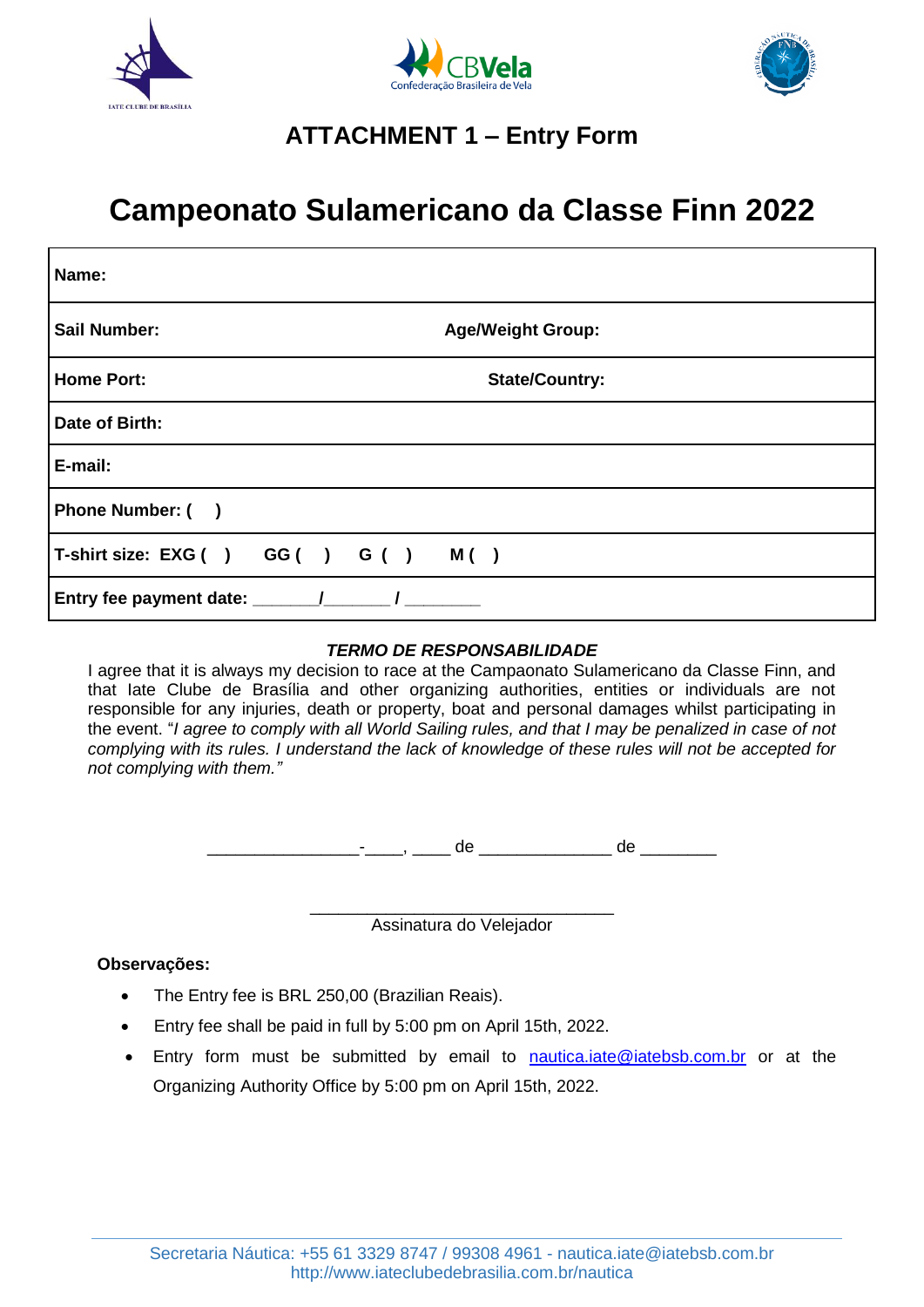## ATTACHMENT 1 – Entry Form

# Campeonato Sulamericano da Classe Finn 2022

| | |
|---|---|
| **Name:** | |
| **Sail Number:** | **Age/Weight Group:** |
| **Home Port:** | **State/Country:** |
| **Date of Birth:** | |
| **E-mail:** | |
| **Phone Number: (   )** | |
| **T-shirt size: EXG (   )   GG (   )   G (   )   M (   )** | |
| **Entry fee payment date: _______/_______ / ________** | |

***TERMO DE RESPONSABILIDADE***

I agree that it is always my decision to race at the Campaonato Sulamericano da Classe Finn, and that Iate Clube de Brasília and other organizing authorities, entities or individuals are not responsible for any injuries, death or property, boat and personal damages whilst participating in the event. "*I agree to comply with all World Sailing rules, and that I may be penalized in case of not complying with its rules. I understand the lack of knowledge of these rules will not be accepted for not complying with them."*

________________-____, ____ de ______________ de ________

________________________________
Assinatura do Velejador

**Observações:**

- The Entry fee is BRL 250,00 (Brazilian Reais).
- Entry fee shall be paid in full by 5:00 pm on April 15th, 2022.
- Entry form must be submitted by email to nautica.iate@iatebsb.com.br or at the Organizing Authority Office by 5:00 pm on April 15th, 2022.

Secretaria Náutica: +55 61 3329 8747 / 99308 4961 - nautica.iate@iatebsb.com.br
http://www.iateclubedebrasilia.com.br/nautica